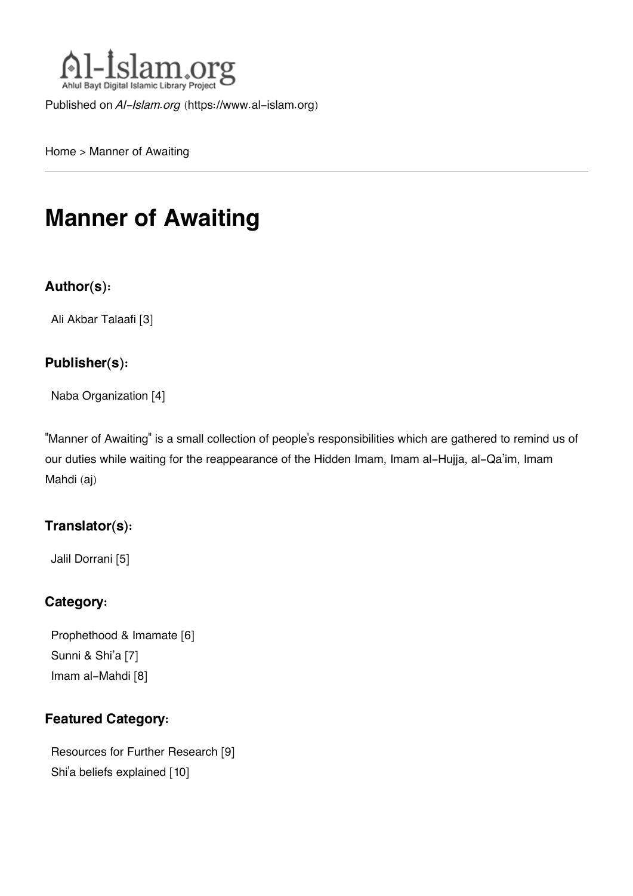Published on *Al-Islam.org* (https://www.al-islam.org)

Home > Manner of Awaiting

# Manner of Awaiting

### Author(s):

Ali Akbar Talaafi [3]

### Publisher(s):

Naba Organization [4]

"Manner of Awaiting" is a small collection of people's responsibilities which are gathered to remind us of our duties while waiting for the reappearance of the Hidden Imam, Imam al-Hujja, al-Qa'im, Imam Mahdi (aj)

### Translator(s):

Jalil Dorrani [5]

### Category:

Prophethood & Imamate [6]
Sunni & Shi'a [7]
Imam al-Mahdi [8]

### Featured Category:

Resources for Further Research [9]
Shi'a beliefs explained [10]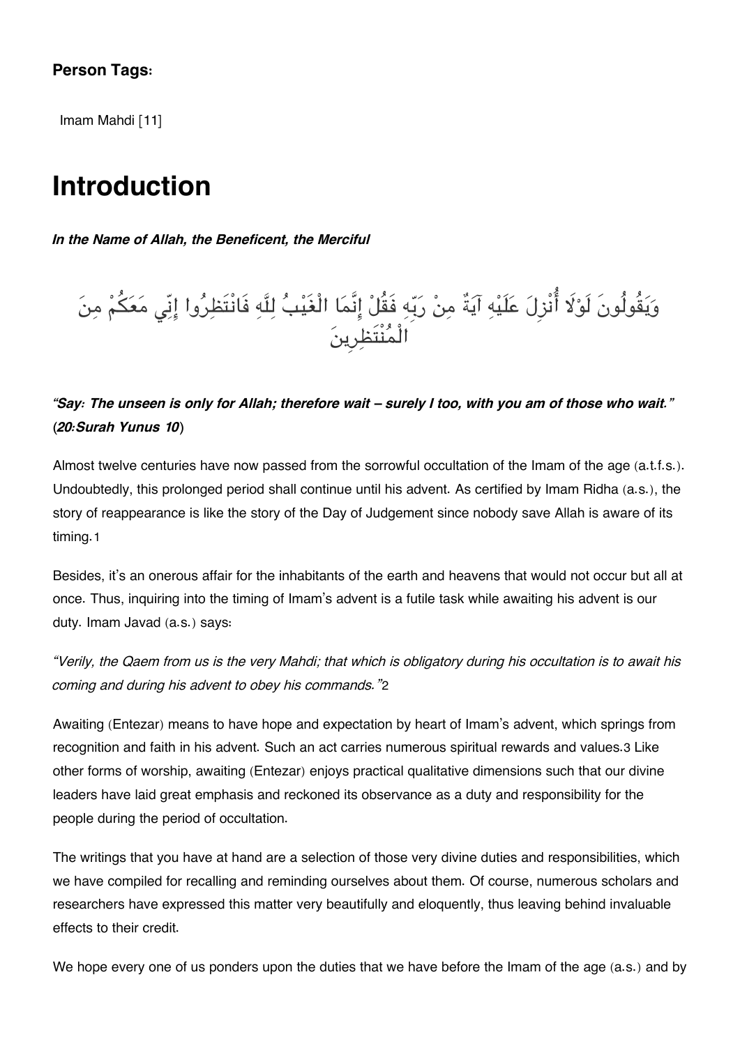**Person Tags:**

Imam Mahdi [11]

# Introduction

***In the Name of Allah, the Beneficent, the Merciful***

وَيَقُولُونَ لَوْلَا أُنْزِلَ عَلَيْهِ آيَةٌ مِنْ رَبِّهِ فَقُلْ إِنَّمَا الْغَيْبُ لِلَّهِ فَانْتَظِرُوا إِنِّي مَعَكُمْ مِنَ الْمُنْتَظِرِينَ

***"Say: The unseen is only for Allah; therefore wait – surely I too, with you am of those who wait." (20:Surah Yunus 10)***

Almost twelve centuries have now passed from the sorrowful occultation of the Imam of the age (a.t.f.s.). Undoubtedly, this prolonged period shall continue until his advent. As certified by Imam Ridha (a.s.), the story of reappearance is like the story of the Day of Judgement since nobody save Allah is aware of its timing.[1]

Besides, it's an onerous affair for the inhabitants of the earth and heavens that would not occur but all at once. Thus, inquiring into the timing of Imam's advent is a futile task while awaiting his advent is our duty. Imam Javad (a.s.) says:

*"Verily, the Qaem from us is the very Mahdi; that which is obligatory during his occultation is to await his coming and during his advent to obey his commands."*[2]

Awaiting (Entezar) means to have hope and expectation by heart of Imam's advent, which springs from recognition and faith in his advent. Such an act carries numerous spiritual rewards and values.[3] Like other forms of worship, awaiting (Entezar) enjoys practical qualitative dimensions such that our divine leaders have laid great emphasis and reckoned its observance as a duty and responsibility for the people during the period of occultation.

The writings that you have at hand are a selection of those very divine duties and responsibilities, which we have compiled for recalling and reminding ourselves about them. Of course, numerous scholars and researchers have expressed this matter very beautifully and eloquently, thus leaving behind invaluable effects to their credit.

We hope every one of us ponders upon the duties that we have before the Imam of the age (a.s.) and by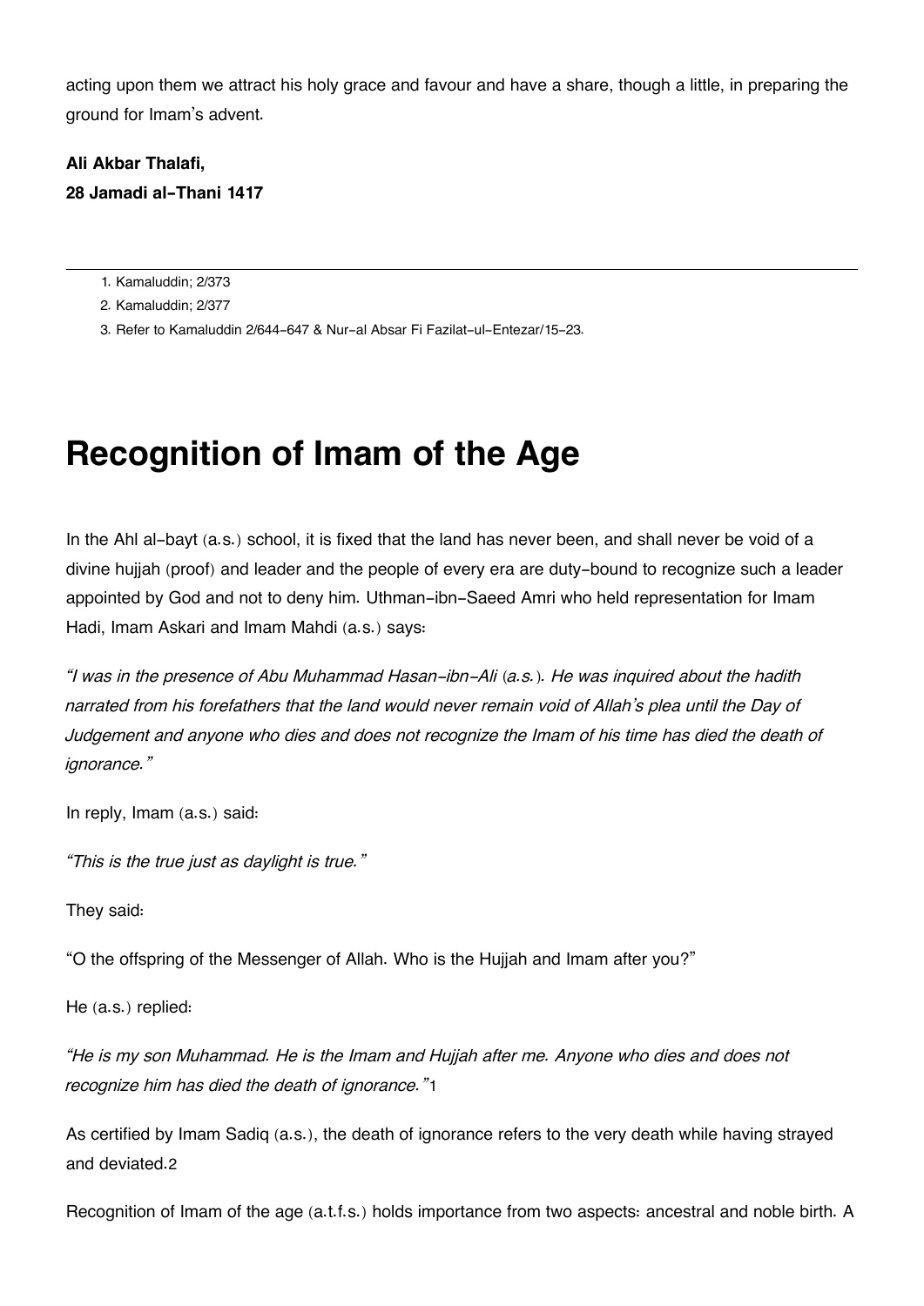acting upon them we attract his holy grace and favour and have a share, though a little, in preparing the ground for Imam's advent.

**Ali Akbar Thalafi,**
**28 Jamadi al-Thani 1417**

---

1. Kamaluddin; 2/373
2. Kamaluddin; 2/377
3. Refer to Kamaluddin 2/644-647 & Nur-al Absar Fi Fazilat-ul-Entezar/15-23.

# Recognition of Imam of the Age

In the Ahl al-bayt (a.s.) school, it is fixed that the land has never been, and shall never be void of a divine hujjah (proof) and leader and the people of every era are duty-bound to recognize such a leader appointed by God and not to deny him. Uthman-ibn-Saeed Amri who held representation for Imam Hadi, Imam Askari and Imam Mahdi (a.s.) says:

*"I was in the presence of Abu Muhammad Hasan-ibn-Ali (a.s.). He was inquired about the hadith narrated from his forefathers that the land would never remain void of Allah's plea until the Day of Judgement and anyone who dies and does not recognize the Imam of his time has died the death of ignorance."*

In reply, Imam (a.s.) said:

*"This is the true just as daylight is true."*

They said:

"O the offspring of the Messenger of Allah. Who is the Hujjah and Imam after you?"

He (a.s.) replied:

*"He is my son Muhammad. He is the Imam and Hujjah after me. Anyone who dies and does not recognize him has died the death of ignorance."*[1]

As certified by Imam Sadiq (a.s.), the death of ignorance refers to the very death while having strayed and deviated.[2]

Recognition of Imam of the age (a.t.f.s.) holds importance from two aspects: ancestral and noble birth. A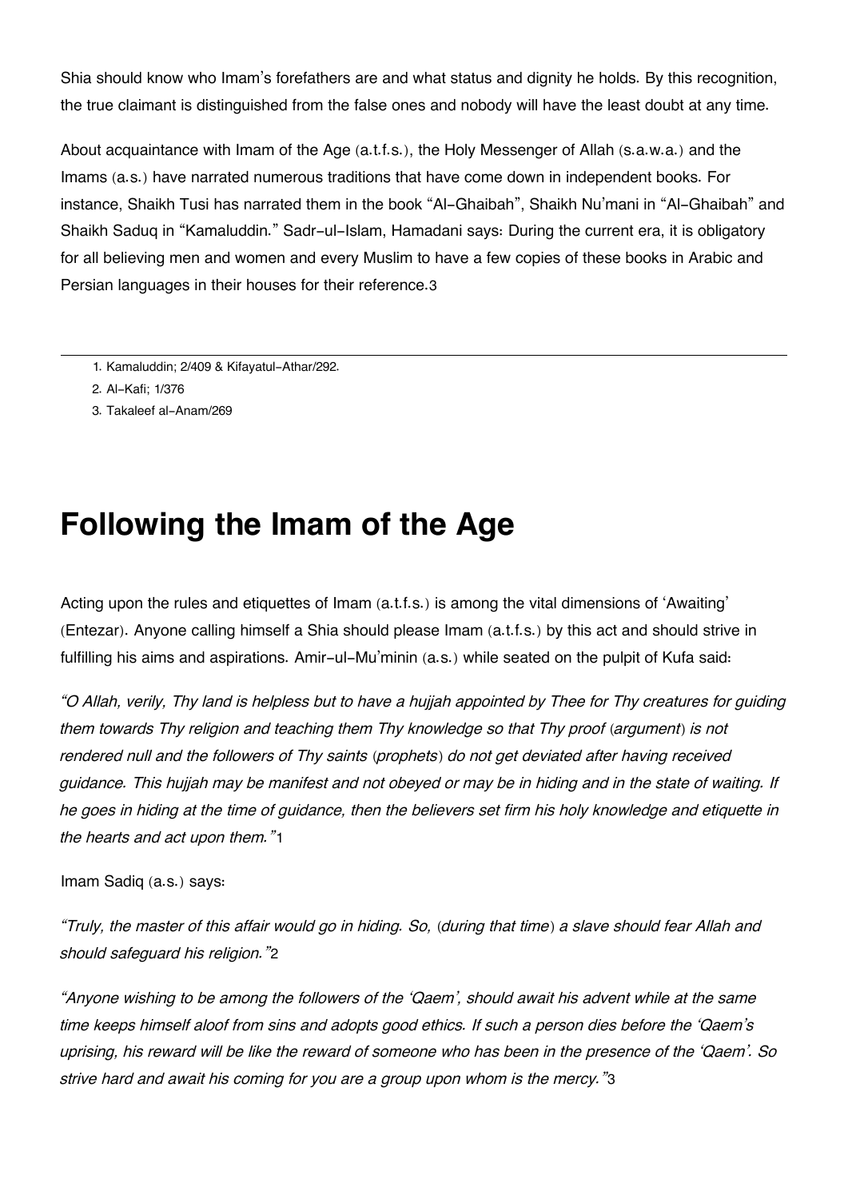Shia should know who Imam's forefathers are and what status and dignity he holds. By this recognition, the true claimant is distinguished from the false ones and nobody will have the least doubt at any time.

About acquaintance with Imam of the Age (a.t.f.s.), the Holy Messenger of Allah (s.a.w.a.) and the Imams (a.s.) have narrated numerous traditions that have come down in independent books. For instance, Shaikh Tusi has narrated them in the book "Al-Ghaibah", Shaikh Nu'mani in "Al-Ghaibah" and Shaikh Saduq in "Kamaluddin." Sadr-ul-Islam, Hamadani says: During the current era, it is obligatory for all believing men and women and every Muslim to have a few copies of these books in Arabic and Persian languages in their houses for their reference.[3]

---

1. Kamaluddin; 2/409 & Kifayatul-Athar/292.
2. Al-Kafi; 1/376
3. Takaleef al-Anam/269

# Following the Imam of the Age

Acting upon the rules and etiquettes of Imam (a.t.f.s.) is among the vital dimensions of 'Awaiting' (Entezar). Anyone calling himself a Shia should please Imam (a.t.f.s.) by this act and should strive in fulfilling his aims and aspirations. Amir-ul-Mu'minin (a.s.) while seated on the pulpit of Kufa said:

*"O Allah, verily, Thy land is helpless but to have a hujjah appointed by Thee for Thy creatures for guiding them towards Thy religion and teaching them Thy knowledge so that Thy proof (argument) is not rendered null and the followers of Thy saints (prophets) do not get deviated after having received guidance. This hujjah may be manifest and not obeyed or may be in hiding and in the state of waiting. If he goes in hiding at the time of guidance, then the believers set firm his holy knowledge and etiquette in the hearts and act upon them."*[1]

Imam Sadiq (a.s.) says:

*"Truly, the master of this affair would go in hiding. So, (during that time) a slave should fear Allah and should safeguard his religion."*[2]

*"Anyone wishing to be among the followers of the 'Qaem', should await his advent while at the same time keeps himself aloof from sins and adopts good ethics. If such a person dies before the 'Qaem's uprising, his reward will be like the reward of someone who has been in the presence of the 'Qaem'. So strive hard and await his coming for you are a group upon whom is the mercy."*[3]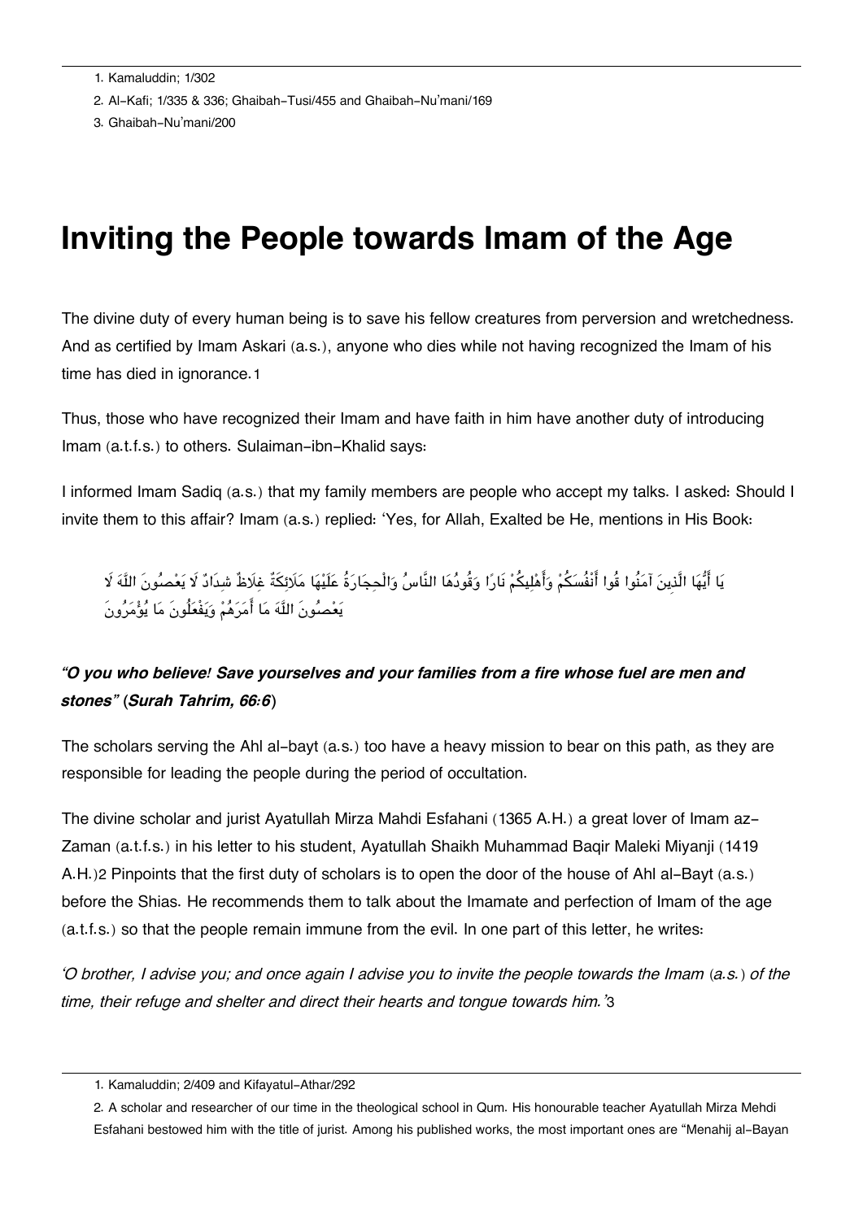1. Kamaluddin; 1/302
2. Al-Kafi; 1/335 & 336; Ghaibah-Tusi/455 and Ghaibah-Nu'mani/169
3. Ghaibah-Nu'mani/200

# Inviting the People towards Imam of the Age

The divine duty of every human being is to save his fellow creatures from perversion and wretchedness. And as certified by Imam Askari (a.s.), anyone who dies while not having recognized the Imam of his time has died in ignorance.[1]

Thus, those who have recognized their Imam and have faith in him have another duty of introducing Imam (a.t.f.s.) to others. Sulaiman-ibn-Khalid says:

I informed Imam Sadiq (a.s.) that my family members are people who accept my talks. I asked: Should I invite them to this affair? Imam (a.s.) replied: 'Yes, for Allah, Exalted be He, mentions in His Book:

يَا أَيُّهَا الَّذِينَ آمَنُوا قُوا أَنْفُسَكُمْ وَأَهْلِيكُمْ نَارًا وَقُودُهَا النَّاسُ وَالْحِجَارَةُ عَلَيْهَا مَلَائِكَةٌ غِلَاظٌ شِدَادٌ لَا يَعْصُونَ اللَّهَ لَا يَعْصُونَ اللَّهَ مَا أَمَرَهُمْ وَيَفْعَلُونَ مَا يُؤْمَرُونَ

### *"O you who believe! Save yourselves and your families from a fire whose fuel are men and stones"* (*Surah Tahrim, 66:6*)

The scholars serving the Ahl al-bayt (a.s.) too have a heavy mission to bear on this path, as they are responsible for leading the people during the period of occultation.

The divine scholar and jurist Ayatullah Mirza Mahdi Esfahani (1365 A.H.) a great lover of Imam az-Zaman (a.t.f.s.) in his letter to his student, Ayatullah Shaikh Muhammad Baqir Maleki Miyanji (1419 A.H.)[2] Pinpoints that the first duty of scholars is to open the door of the house of Ahl al-Bayt (a.s.) before the Shias. He recommends them to talk about the Imamate and perfection of Imam of the age (a.t.f.s.) so that the people remain immune from the evil. In one part of this letter, he writes:

*'O brother, I advise you; and once again I advise you to invite the people towards the Imam (a.s.) of the time, their refuge and shelter and direct their hearts and tongue towards him.'*[3]

---

1. Kamaluddin; 2/409 and Kifayatul-Athar/292
2. A scholar and researcher of our time in the theological school in Qum. His honourable teacher Ayatullah Mirza Mehdi Esfahani bestowed him with the title of jurist. Among his published works, the most important ones are "Menahij al-Bayan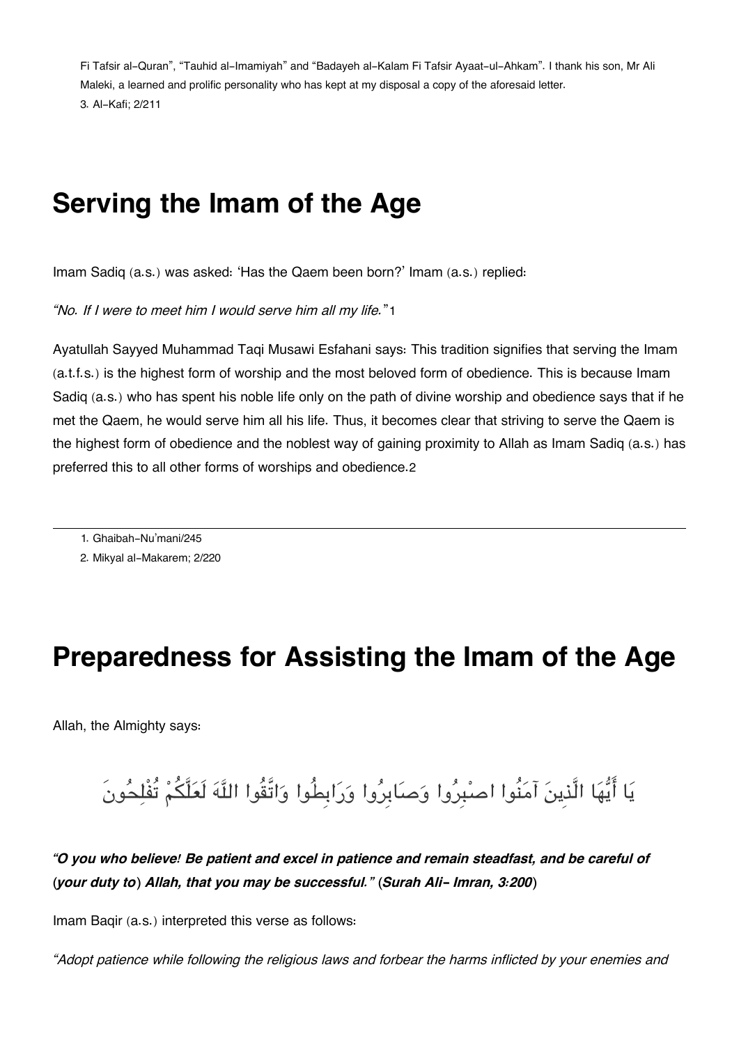Fi Tafsir al-Quran", "Tauhid al-Imamiyah" and "Badayeh al-Kalam Fi Tafsir Ayaat-ul-Ahkam". I thank his son, Mr Ali Maleki, a learned and prolific personality who has kept at my disposal a copy of the aforesaid letter.

3. Al-Kafi; 2/211

# Serving the Imam of the Age

Imam Sadiq (a.s.) was asked: 'Has the Qaem been born?' Imam (a.s.) replied:

*"No. If I were to meet him I would serve him all my life."*[1]

Ayatullah Sayyed Muhammad Taqi Musawi Esfahani says: This tradition signifies that serving the Imam (a.t.f.s.) is the highest form of worship and the most beloved form of obedience. This is because Imam Sadiq (a.s.) who has spent his noble life only on the path of divine worship and obedience says that if he met the Qaem, he would serve him all his life. Thus, it becomes clear that striving to serve the Qaem is the highest form of obedience and the noblest way of gaining proximity to Allah as Imam Sadiq (a.s.) has preferred this to all other forms of worships and obedience.[2]

---

1. Ghaibah-Nu'mani/245
2. Mikyal al-Makarem; 2/220

# Preparedness for Assisting the Imam of the Age

Allah, the Almighty says:

يَا أَيُّهَا الَّذِينَ آمَنُوا اصْبِرُوا وَصَابِرُوا وَرَابِطُوا وَاتَّقُوا اللَّهَ لَعَلَّكُمْ تُفْلِحُونَ

***"O you who believe! Be patient and excel in patience and remain steadfast, and be careful of (your duty to) Allah, that you may be successful." (Surah Ali- Imran, 3:200)***

Imam Baqir (a.s.) interpreted this verse as follows:

*"Adopt patience while following the religious laws and forbear the harms inflicted by your enemies and*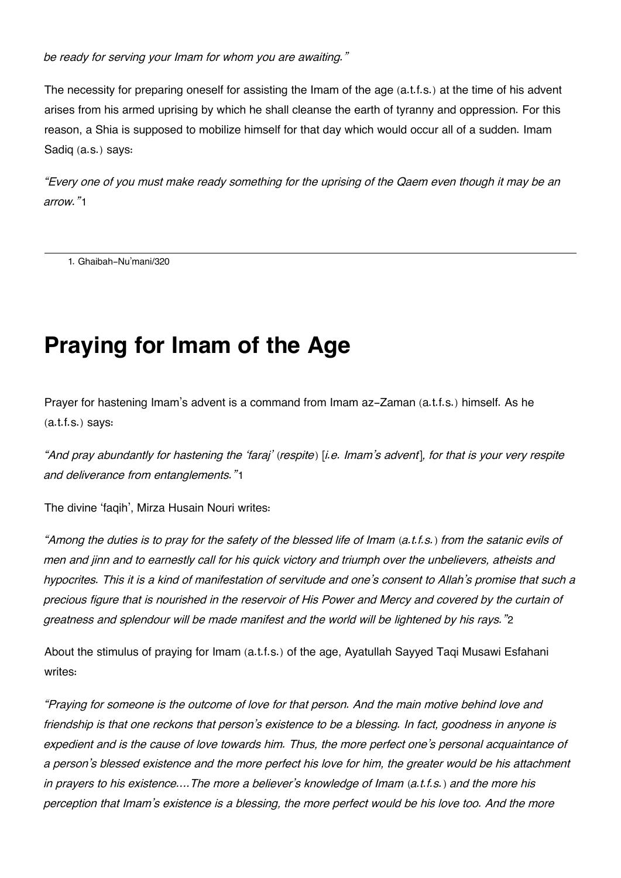*be ready for serving your Imam for whom you are awaiting."*

The necessity for preparing oneself for assisting the Imam of the age (a.t.f.s.) at the time of his advent arises from his armed uprising by which he shall cleanse the earth of tyranny and oppression. For this reason, a Shia is supposed to mobilize himself for that day which would occur all of a sudden. Imam Sadiq (a.s.) says:

*"Every one of you must make ready something for the uprising of the Qaem even though it may be an arrow."*[1]

---

1. Ghaibah-Nu'mani/320

# Praying for Imam of the Age

Prayer for hastening Imam's advent is a command from Imam az-Zaman (a.t.f.s.) himself. As he (a.t.f.s.) says:

*"And pray abundantly for hastening the 'faraj' (respite) [i.e. Imam's advent], for that is your very respite and deliverance from entanglements."*[1]

The divine 'faqih', Mirza Husain Nouri writes:

*"Among the duties is to pray for the safety of the blessed life of Imam (a.t.f.s.) from the satanic evils of men and jinn and to earnestly call for his quick victory and triumph over the unbelievers, atheists and hypocrites. This it is a kind of manifestation of servitude and one's consent to Allah's promise that such a precious figure that is nourished in the reservoir of His Power and Mercy and covered by the curtain of greatness and splendour will be made manifest and the world will be lightened by his rays."*[2]

About the stimulus of praying for Imam (a.t.f.s.) of the age, Ayatullah Sayyed Taqi Musawi Esfahani writes:

*"Praying for someone is the outcome of love for that person. And the main motive behind love and friendship is that one reckons that person's existence to be a blessing. In fact, goodness in anyone is expedient and is the cause of love towards him. Thus, the more perfect one's personal acquaintance of a person's blessed existence and the more perfect his love for him, the greater would be his attachment in prayers to his existence....The more a believer's knowledge of Imam (a.t.f.s.) and the more his perception that Imam's existence is a blessing, the more perfect would be his love too. And the more*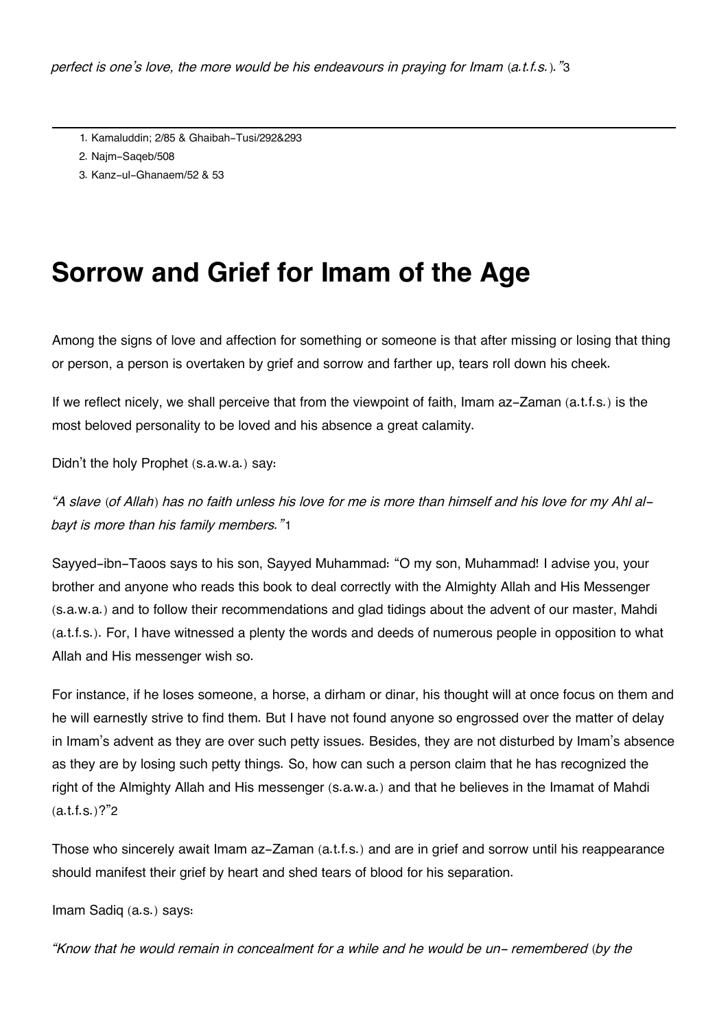*perfect is one's love, the more would be his endeavours in praying for Imam (a.t.f.s.)."*[3]

---

1. Kamaluddin; 2/85 & Ghaibah-Tusi/292&293
2. Najm-Saqeb/508
3. Kanz-ul-Ghanaem/52 & 53

# Sorrow and Grief for Imam of the Age

Among the signs of love and affection for something or someone is that after missing or losing that thing or person, a person is overtaken by grief and sorrow and farther up, tears roll down his cheek.

If we reflect nicely, we shall perceive that from the viewpoint of faith, Imam az-Zaman (a.t.f.s.) is the most beloved personality to be loved and his absence a great calamity.

Didn't the holy Prophet (s.a.w.a.) say:

*"A slave (of Allah) has no faith unless his love for me is more than himself and his love for my Ahl al-bayt is more than his family members."*[1]

Sayyed-ibn-Taoos says to his son, Sayyed Muhammad: "O my son, Muhammad! I advise you, your brother and anyone who reads this book to deal correctly with the Almighty Allah and His Messenger (s.a.w.a.) and to follow their recommendations and glad tidings about the advent of our master, Mahdi (a.t.f.s.). For, I have witnessed a plenty the words and deeds of numerous people in opposition to what Allah and His messenger wish so.

For instance, if he loses someone, a horse, a dirham or dinar, his thought will at once focus on them and he will earnestly strive to find them. But I have not found anyone so engrossed over the matter of delay in Imam's advent as they are over such petty issues. Besides, they are not disturbed by Imam's absence as they are by losing such petty things. So, how can such a person claim that he has recognized the right of the Almighty Allah and His messenger (s.a.w.a.) and that he believes in the Imamat of Mahdi (a.t.f.s.)?"[2]

Those who sincerely await Imam az-Zaman (a.t.f.s.) and are in grief and sorrow until his reappearance should manifest their grief by heart and shed tears of blood for his separation.

Imam Sadiq (a.s.) says:

*"Know that he would remain in concealment for a while and he would be un- remembered (by the*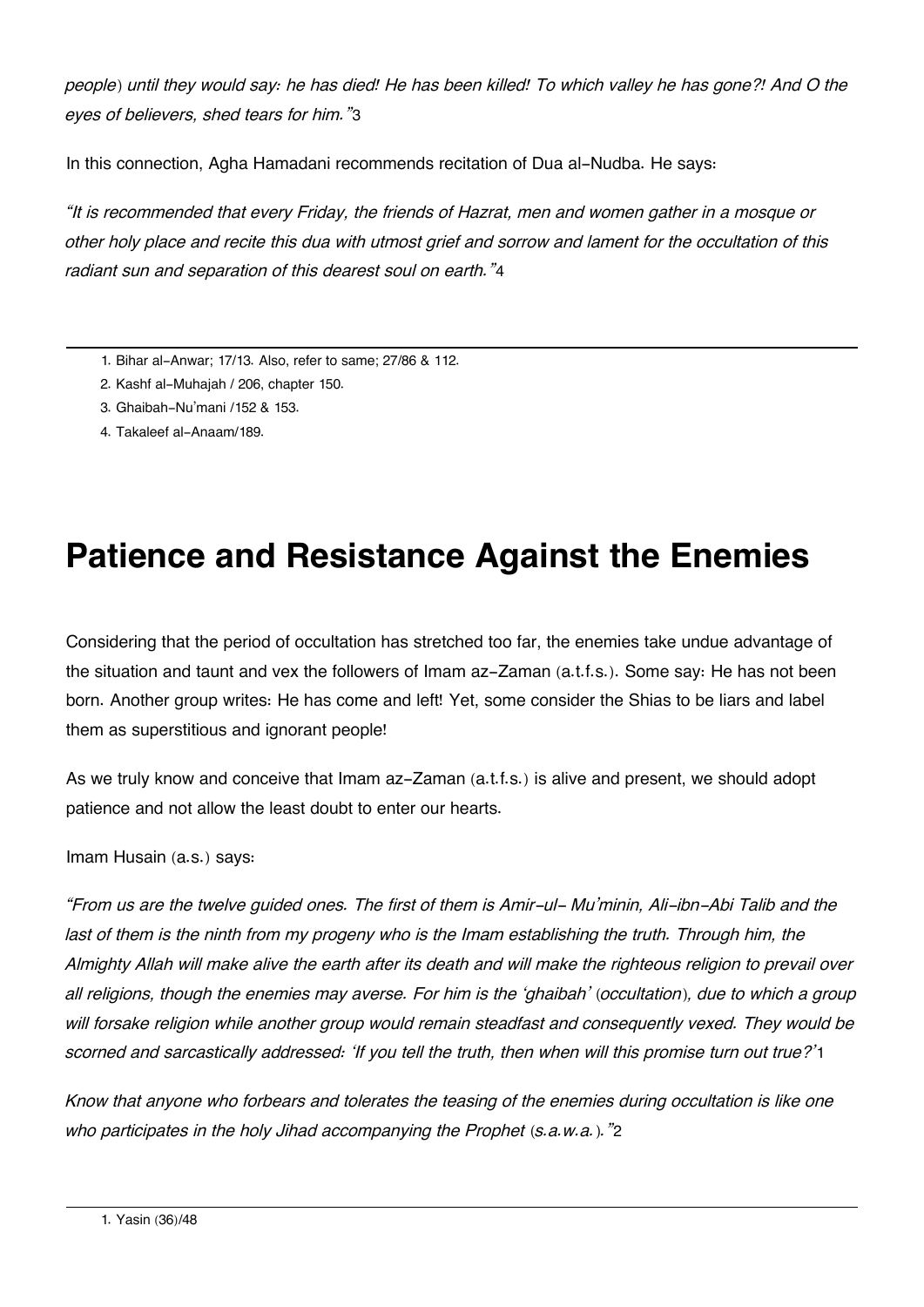*people) until they would say: he has died! He has been killed! To which valley he has gone?! And O the eyes of believers, shed tears for him."*[3]

In this connection, Agha Hamadani recommends recitation of Dua al-Nudba. He says:

*"It is recommended that every Friday, the friends of Hazrat, men and women gather in a mosque or other holy place and recite this dua with utmost grief and sorrow and lament for the occultation of this radiant sun and separation of this dearest soul on earth."*[4]

---

1. Bihar al-Anwar; 17/13. Also, refer to same; 27/86 & 112.
2. Kashf al-Muhajah / 206, chapter 150.
3. Ghaibah-Nu'mani /152 & 153.
4. Takaleef al-Anaam/189.

# Patience and Resistance Against the Enemies

Considering that the period of occultation has stretched too far, the enemies take undue advantage of the situation and taunt and vex the followers of Imam az-Zaman (a.t.f.s.). Some say: He has not been born. Another group writes: He has come and left! Yet, some consider the Shias to be liars and label them as superstitious and ignorant people!

As we truly know and conceive that Imam az-Zaman (a.t.f.s.) is alive and present, we should adopt patience and not allow the least doubt to enter our hearts.

Imam Husain (a.s.) says:

*"From us are the twelve guided ones. The first of them is Amir-ul- Mu'minin, Ali-ibn-Abi Talib and the last of them is the ninth from my progeny who is the Imam establishing the truth. Through him, the Almighty Allah will make alive the earth after its death and will make the righteous religion to prevail over all religions, though the enemies may averse. For him is the 'ghaibah' (occultation), due to which a group will forsake religion while another group would remain steadfast and consequently vexed. They would be scorned and sarcastically addressed: 'If you tell the truth, then when will this promise turn out true?'*[1]

*Know that anyone who forbears and tolerates the teasing of the enemies during occultation is like one who participates in the holy Jihad accompanying the Prophet (s.a.w.a.)."*[2]

---

1. Yasin (36)/48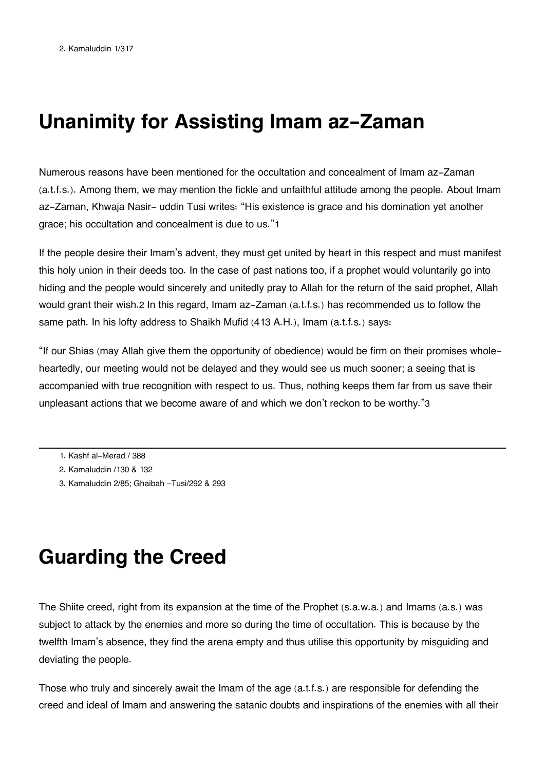2. Kamaluddin 1/317

# Unanimity for Assisting Imam az-Zaman

Numerous reasons have been mentioned for the occultation and concealment of Imam az-Zaman (a.t.f.s.). Among them, we may mention the fickle and unfaithful attitude among the people. About Imam az-Zaman, Khwaja Nasir- uddin Tusi writes: “His existence is grace and his domination yet another grace; his occultation and concealment is due to us.”[1]

If the people desire their Imam’s advent, they must get united by heart in this respect and must manifest this holy union in their deeds too. In the case of past nations too, if a prophet would voluntarily go into hiding and the people would sincerely and unitedly pray to Allah for the return of the said prophet, Allah would grant their wish.[2] In this regard, Imam az-Zaman (a.t.f.s.) has recommended us to follow the same path. In his lofty address to Shaikh Mufid (413 A.H.), Imam (a.t.f.s.) says:

“If our Shias (may Allah give them the opportunity of obedience) would be firm on their promises whole-heartedly, our meeting would not be delayed and they would see us much sooner; a seeing that is accompanied with true recognition with respect to us. Thus, nothing keeps them far from us save their unpleasant actions that we become aware of and which we don’t reckon to be worthy.”[3]

---

1. Kashf al-Merad / 388
2. Kamaluddin /130 & 132
3. Kamaluddin 2/85; Ghaibah –Tusi/292 & 293

# Guarding the Creed

The Shiite creed, right from its expansion at the time of the Prophet (s.a.w.a.) and Imams (a.s.) was subject to attack by the enemies and more so during the time of occultation. This is because by the twelfth Imam’s absence, they find the arena empty and thus utilise this opportunity by misguiding and deviating the people.

Those who truly and sincerely await the Imam of the age (a.t.f.s.) are responsible for defending the creed and ideal of Imam and answering the satanic doubts and inspirations of the enemies with all their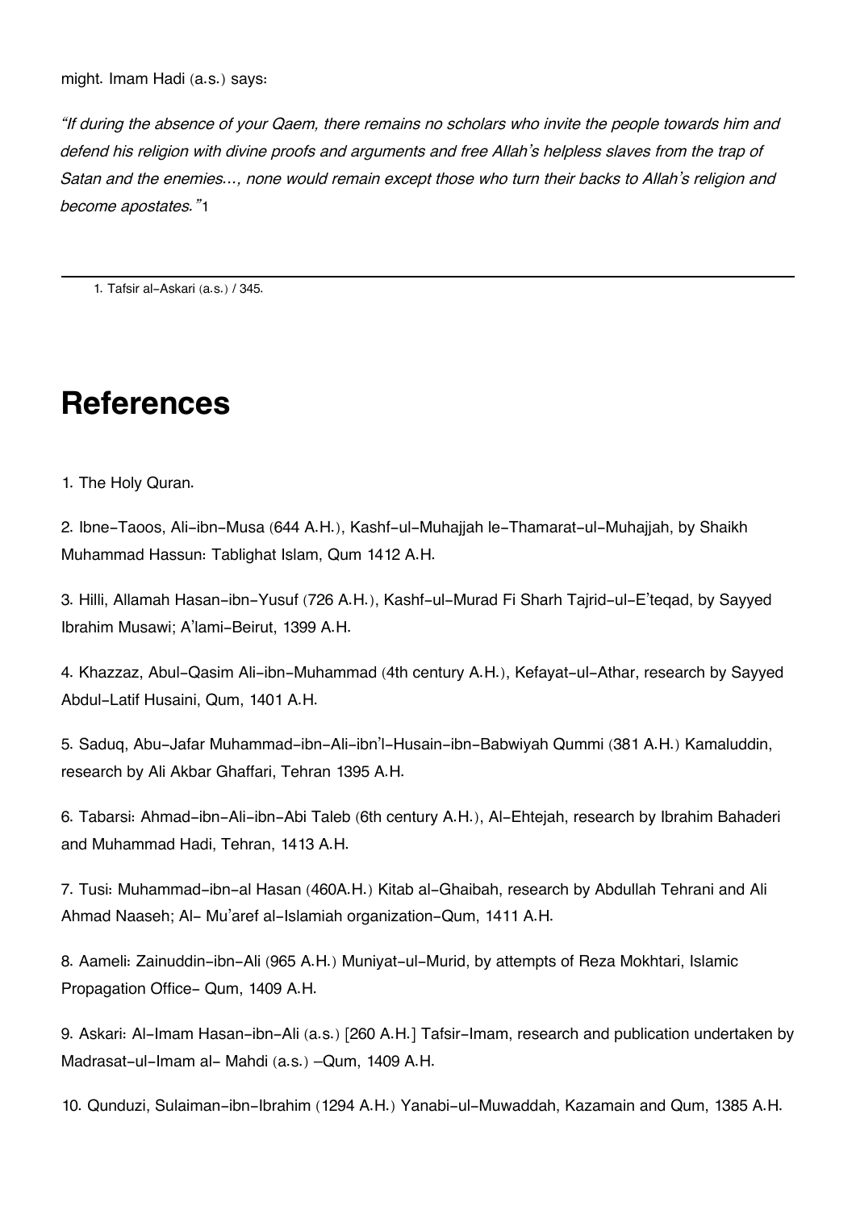might. Imam Hadi (a.s.) says:

*"If during the absence of your Qaem, there remains no scholars who invite the people towards him and defend his religion with divine proofs and arguments and free Allah's helpless slaves from the trap of Satan and the enemies..., none would remain except those who turn their backs to Allah's religion and become apostates."*[1]

1. Tafsir al-Askari (a.s.) / 345.

# References

1. The Holy Quran.

2. Ibne-Taoos, Ali-ibn-Musa (644 A.H.), Kashf-ul-Muhajjah le-Thamarat-ul-Muhajjah, by Shaikh Muhammad Hassun: Tablighat Islam, Qum 1412 A.H.

3. Hilli, Allamah Hasan-ibn-Yusuf (726 A.H.), Kashf-ul-Murad Fi Sharh Tajrid-ul-E'teqad, by Sayyed Ibrahim Musawi; A'lami-Beirut, 1399 A.H.

4. Khazzaz, Abul-Qasim Ali-ibn-Muhammad (4th century A.H.), Kefayat-ul-Athar, research by Sayyed Abdul-Latif Husaini, Qum, 1401 A.H.

5. Saduq, Abu-Jafar Muhammad-ibn-Ali-ibn'l-Husain-ibn-Babwiyah Qummi (381 A.H.) Kamaluddin, research by Ali Akbar Ghaffari, Tehran 1395 A.H.

6. Tabarsi: Ahmad-ibn-Ali-ibn-Abi Taleb (6th century A.H.), Al-Ehtejah, research by Ibrahim Bahaderi and Muhammad Hadi, Tehran, 1413 A.H.

7. Tusi: Muhammad-ibn-al Hasan (460A.H.) Kitab al-Ghaibah, research by Abdullah Tehrani and Ali Ahmad Naaseh; Al- Mu'aref al-Islamiah organization-Qum, 1411 A.H.

8. Aameli: Zainuddin-ibn-Ali (965 A.H.) Muniyat-ul-Murid, by attempts of Reza Mokhtari, Islamic Propagation Office- Qum, 1409 A.H.

9. Askari: Al-Imam Hasan-ibn-Ali (a.s.) [260 A.H.] Tafsir-Imam, research and publication undertaken by Madrasat-ul-Imam al- Mahdi (a.s.) –Qum, 1409 A.H.

10. Qunduzi, Sulaiman-ibn-Ibrahim (1294 A.H.) Yanabi-ul-Muwaddah, Kazamain and Qum, 1385 A.H.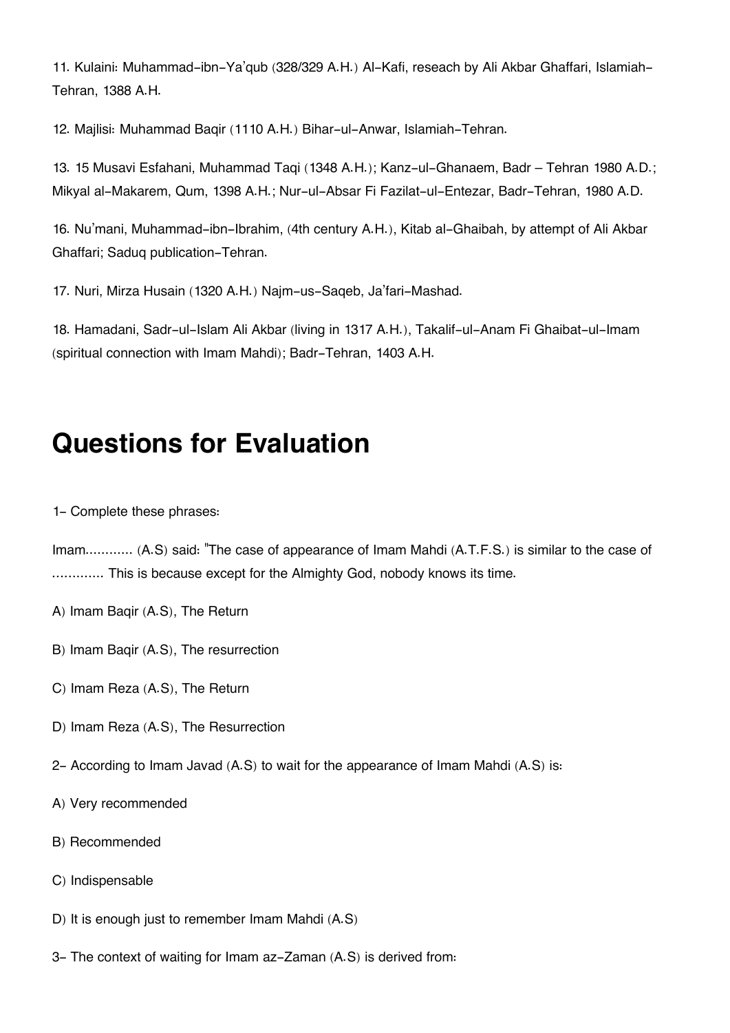11. Kulaini: Muhammad-ibn-Ya'qub (328/329 A.H.) Al-Kafi, reseach by Ali Akbar Ghaffari, Islamiah-Tehran, 1388 A.H.

12. Majlisi: Muhammad Baqir (1110 A.H.) Bihar-ul-Anwar, Islamiah-Tehran.

13. 15 Musavi Esfahani, Muhammad Taqi (1348 A.H.); Kanz-ul-Ghanaem, Badr – Tehran 1980 A.D.; Mikyal al-Makarem, Qum, 1398 A.H.; Nur-ul-Absar Fi Fazilat-ul-Entezar, Badr-Tehran, 1980 A.D.

16. Nu'mani, Muhammad-ibn-Ibrahim, (4th century A.H.), Kitab al-Ghaibah, by attempt of Ali Akbar Ghaffari; Saduq publication-Tehran.

17. Nuri, Mirza Husain (1320 A.H.) Najm-us-Saqeb, Ja'fari-Mashad.

18. Hamadani, Sadr-ul-Islam Ali Akbar (living in 1317 A.H.), Takalif-ul-Anam Fi Ghaibat-ul-Imam (spiritual connection with Imam Mahdi); Badr-Tehran, 1403 A.H.

# Questions for Evaluation

1- Complete these phrases:

Imam............ (A.S) said: "The case of appearance of Imam Mahdi (A.T.F.S.) is similar to the case of ............. This is because except for the Almighty God, nobody knows its time.

A) Imam Baqir (A.S), The Return

B) Imam Baqir (A.S), The resurrection

C) Imam Reza (A.S), The Return

D) Imam Reza (A.S), The Resurrection

2- According to Imam Javad (A.S) to wait for the appearance of Imam Mahdi (A.S) is:

A) Very recommended

B) Recommended

C) Indispensable

D) It is enough just to remember Imam Mahdi (A.S)

3- The context of waiting for Imam az-Zaman (A.S) is derived from: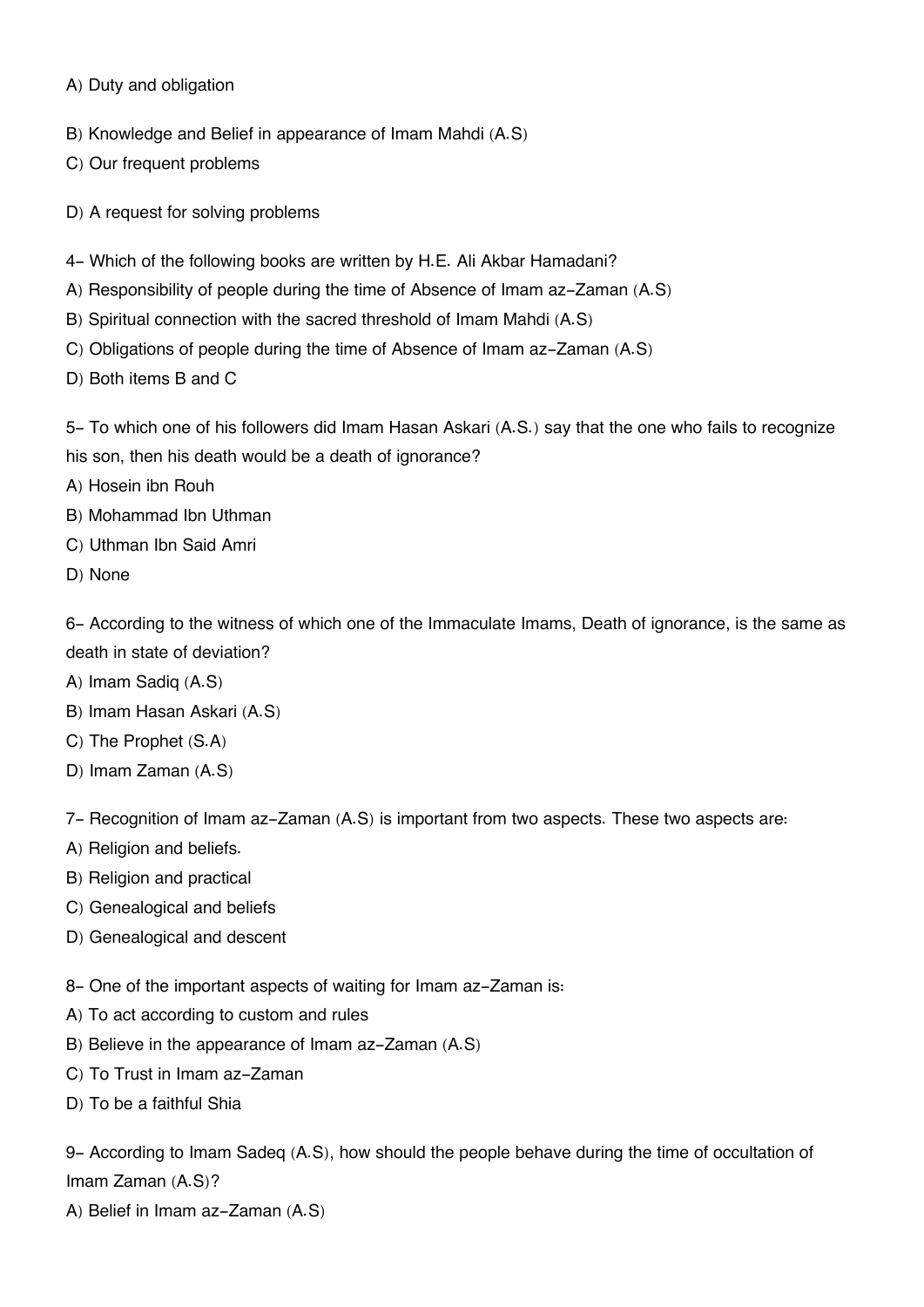A) Duty and obligation

B) Knowledge and Belief in appearance of Imam Mahdi (A.S)

C) Our frequent problems

D) A request for solving problems

4- Which of the following books are written by H.E. Ali Akbar Hamadani?

A) Responsibility of people during the time of Absence of Imam az-Zaman (A.S)

B) Spiritual connection with the sacred threshold of Imam Mahdi (A.S)

C) Obligations of people during the time of Absence of Imam az-Zaman (A.S)

D) Both items B and C

5- To which one of his followers did Imam Hasan Askari (A.S.) say that the one who fails to recognize his son, then his death would be a death of ignorance?

A) Hosein ibn Rouh

B) Mohammad Ibn Uthman

C) Uthman Ibn Said Amri

D) None

6- According to the witness of which one of the Immaculate Imams, Death of ignorance, is the same as death in state of deviation?

A) Imam Sadiq (A.S)

B) Imam Hasan Askari (A.S)

C) The Prophet (S.A)

D) Imam Zaman (A.S)

7- Recognition of Imam az-Zaman (A.S) is important from two aspects. These two aspects are:

A) Religion and beliefs.

B) Religion and practical

C) Genealogical and beliefs

D) Genealogical and descent

8- One of the important aspects of waiting for Imam az-Zaman is:

A) To act according to custom and rules

B) Believe in the appearance of Imam az-Zaman (A.S)

C) To Trust in Imam az-Zaman

D) To be a faithful Shia

9- According to Imam Sadeq (A.S), how should the people behave during the time of occultation of Imam Zaman (A.S)?

A) Belief in Imam az-Zaman (A.S)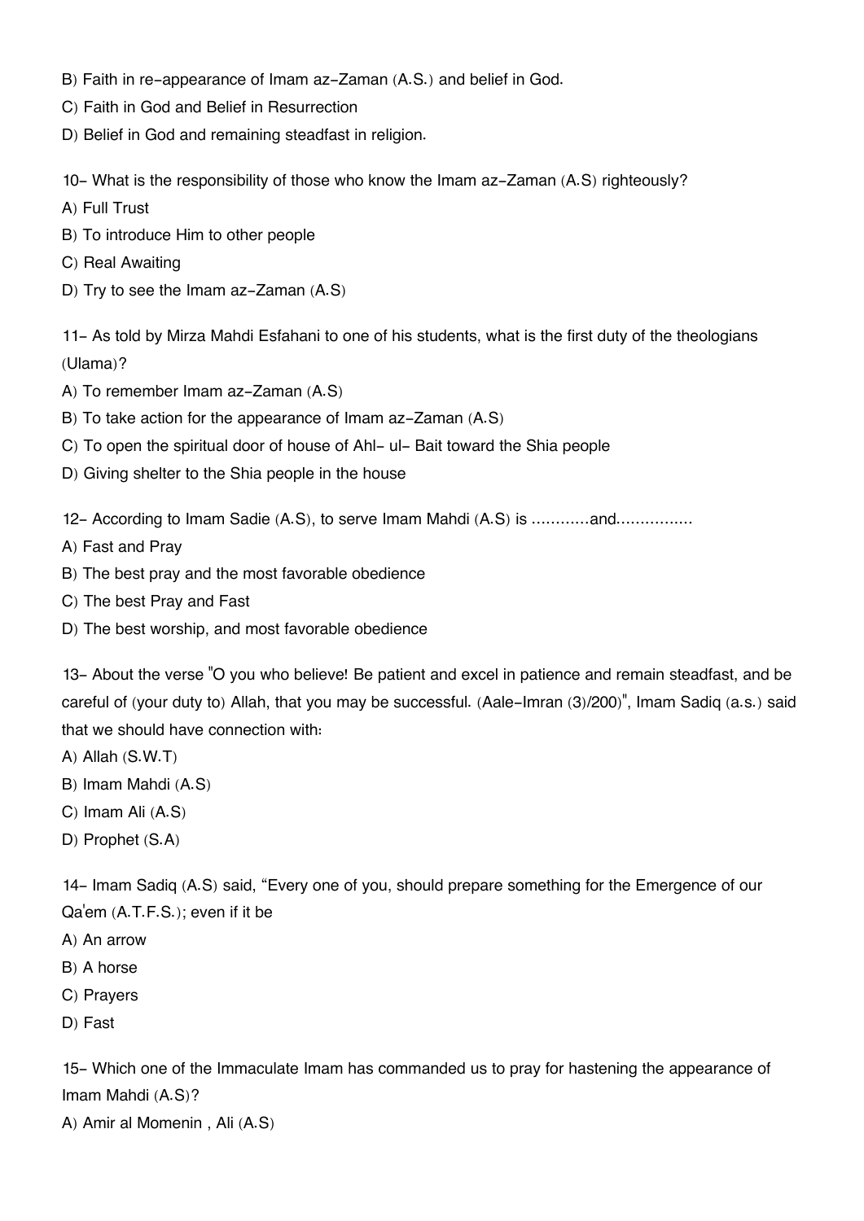B) Faith in re-appearance of Imam az-Zaman (A.S.) and belief in God.

C) Faith in God and Belief in Resurrection

D) Belief in God and remaining steadfast in religion.

10- What is the responsibility of those who know the Imam az-Zaman (A.S) righteously?

A) Full Trust

B) To introduce Him to other people

C) Real Awaiting

D) Try to see the Imam az-Zaman (A.S)

11- As told by Mirza Mahdi Esfahani to one of his students, what is the first duty of the theologians (Ulama)?

A) To remember Imam az-Zaman (A.S)

B) To take action for the appearance of Imam az-Zaman (A.S)

C) To open the spiritual door of house of Ahl- ul- Bait toward the Shia people

D) Giving shelter to the Shia people in the house

12- According to Imam Sadie (A.S), to serve Imam Mahdi (A.S) is …………and…………….

A) Fast and Pray

B) The best pray and the most favorable obedience

C) The best Pray and Fast

D) The best worship, and most favorable obedience

13- About the verse "O you who believe! Be patient and excel in patience and remain steadfast, and be careful of (your duty to) Allah, that you may be successful. (Aale-Imran (3)/200)", Imam Sadiq (a.s.) said that we should have connection with:

A) Allah (S.W.T)

B) Imam Mahdi (A.S)

C) Imam Ali (A.S)

D) Prophet (S.A)

14- Imam Sadiq (A.S) said, "Every one of you, should prepare something for the Emergence of our Qa'em (A.T.F.S.); even if it be

A) An arrow

B) A horse

C) Prayers

D) Fast

15- Which one of the Immaculate Imam has commanded us to pray for hastening the appearance of Imam Mahdi (A.S)?

A) Amir al Momenin , Ali (A.S)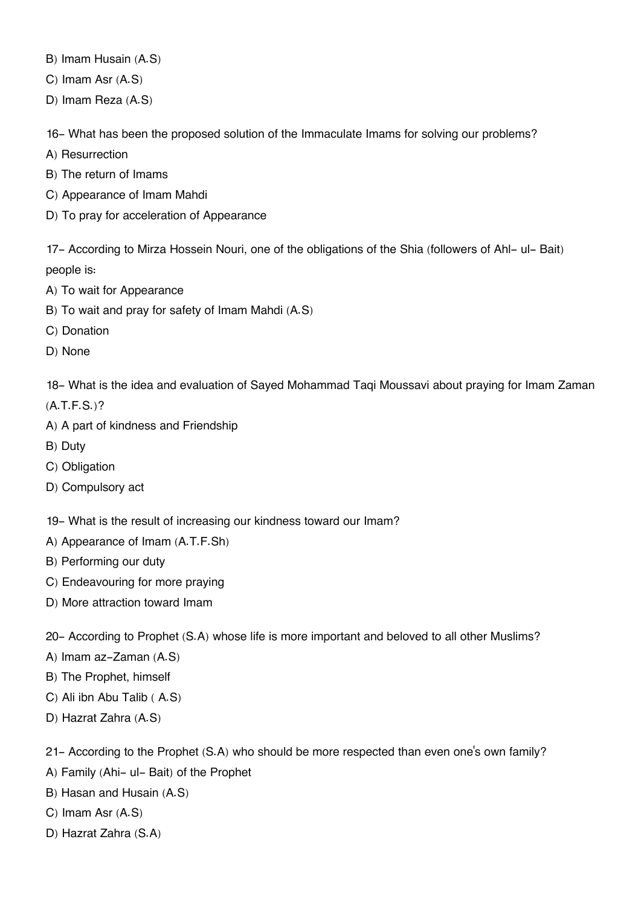B) Imam Husain (A.S)

C) Imam Asr (A.S)

D) Imam Reza (A.S)

16- What has been the proposed solution of the Immaculate Imams for solving our problems?

A) Resurrection

B) The return of Imams

C) Appearance of Imam Mahdi

D) To pray for acceleration of Appearance

17- According to Mirza Hossein Nouri, one of the obligations of the Shia (followers of Ahl- ul- Bait) people is:

A) To wait for Appearance

B) To wait and pray for safety of Imam Mahdi (A.S)

C) Donation

D) None

18- What is the idea and evaluation of Sayed Mohammad Taqi Moussavi about praying for Imam Zaman (A.T.F.S.)?

A) A part of kindness and Friendship

B) Duty

C) Obligation

D) Compulsory act

19- What is the result of increasing our kindness toward our Imam?

A) Appearance of Imam (A.T.F.Sh)

B) Performing our duty

C) Endeavouring for more praying

D) More attraction toward Imam

20- According to Prophet (S.A) whose life is more important and beloved to all other Muslims?

A) Imam az-Zaman (A.S)

B) The Prophet, himself

C) Ali ibn Abu Talib ( A.S)

D) Hazrat Zahra (A.S)

21- According to the Prophet (S.A) who should be more respected than even one's own family?

A) Family (Ahi- ul- Bait) of the Prophet

B) Hasan and Husain (A.S)

C) Imam Asr (A.S)

D) Hazrat Zahra (S.A)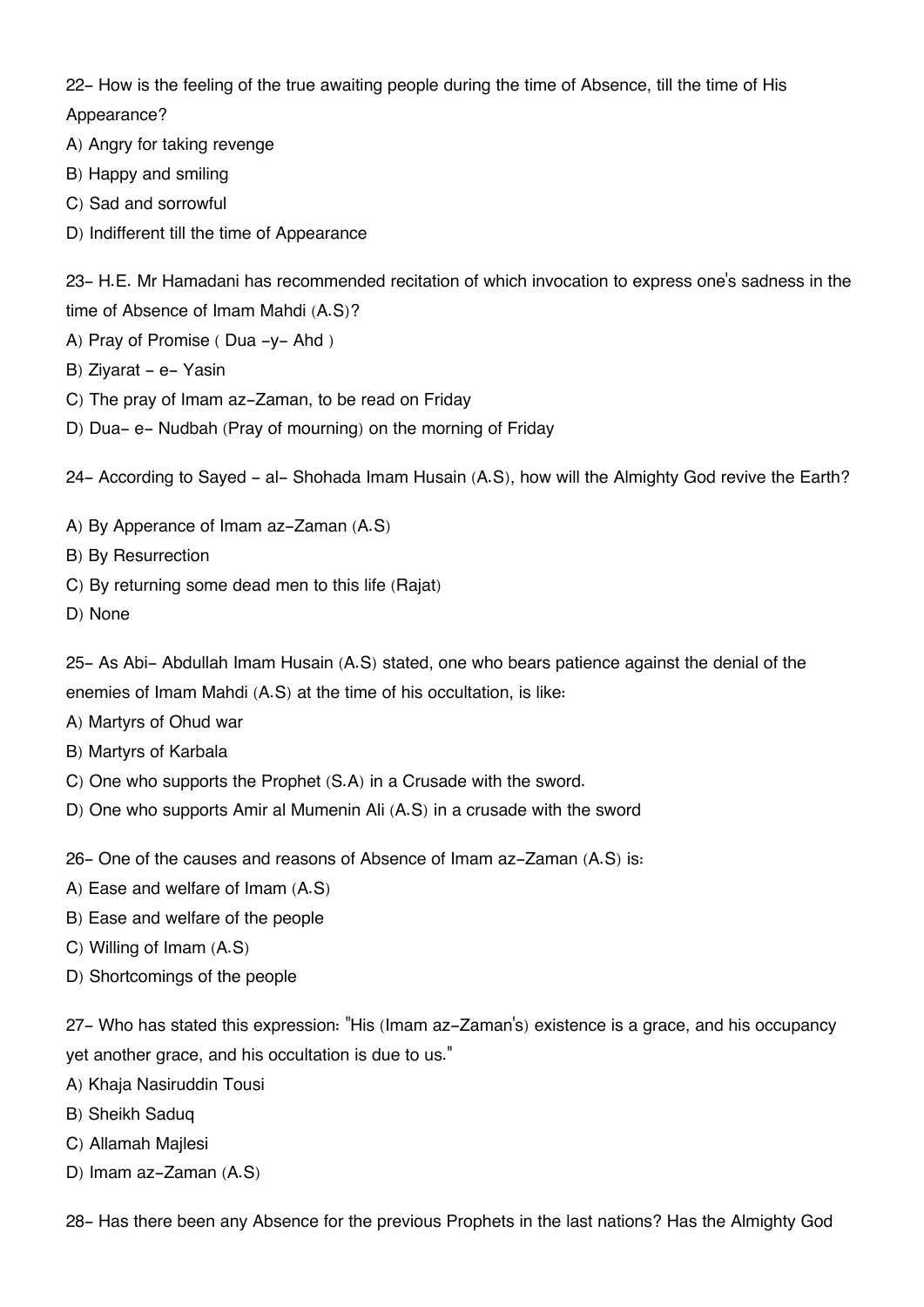22- How is the feeling of the true awaiting people during the time of Absence, till the time of His Appearance?

A) Angry for taking revenge

B) Happy and smiling

C) Sad and sorrowful

D) Indifferent till the time of Appearance

23- H.E. Mr Hamadani has recommended recitation of which invocation to express one's sadness in the time of Absence of Imam Mahdi (A.S)?

A) Pray of Promise ( Dua -y- Ahd )

B) Ziyarat - e- Yasin

C) The pray of Imam az-Zaman, to be read on Friday

D) Dua- e- Nudbah (Pray of mourning) on the morning of Friday

24- According to Sayed - al- Shohada Imam Husain (A.S), how will the Almighty God revive the Earth?

A) By Apperance of Imam az-Zaman (A.S)

B) By Resurrection

C) By returning some dead men to this life (Rajat)

D) None

25- As Abi- Abdullah Imam Husain (A.S) stated, one who bears patience against the denial of the enemies of Imam Mahdi (A.S) at the time of his occultation, is like:

A) Martyrs of Ohud war

B) Martyrs of Karbala

C) One who supports the Prophet (S.A) in a Crusade with the sword.

D) One who supports Amir al Mumenin Ali (A.S) in a crusade with the sword

26- One of the causes and reasons of Absence of Imam az-Zaman (A.S) is:

A) Ease and welfare of Imam (A.S)

B) Ease and welfare of the people

C) Willing of Imam (A.S)

D) Shortcomings of the people

27- Who has stated this expression: "His (Imam az-Zaman's) existence is a grace, and his occupancy yet another grace, and his occultation is due to us."

A) Khaja Nasiruddin Tousi

B) Sheikh Saduq

C) Allamah Majlesi

D) Imam az-Zaman (A.S)

28- Has there been any Absence for the previous Prophets in the last nations? Has the Almighty God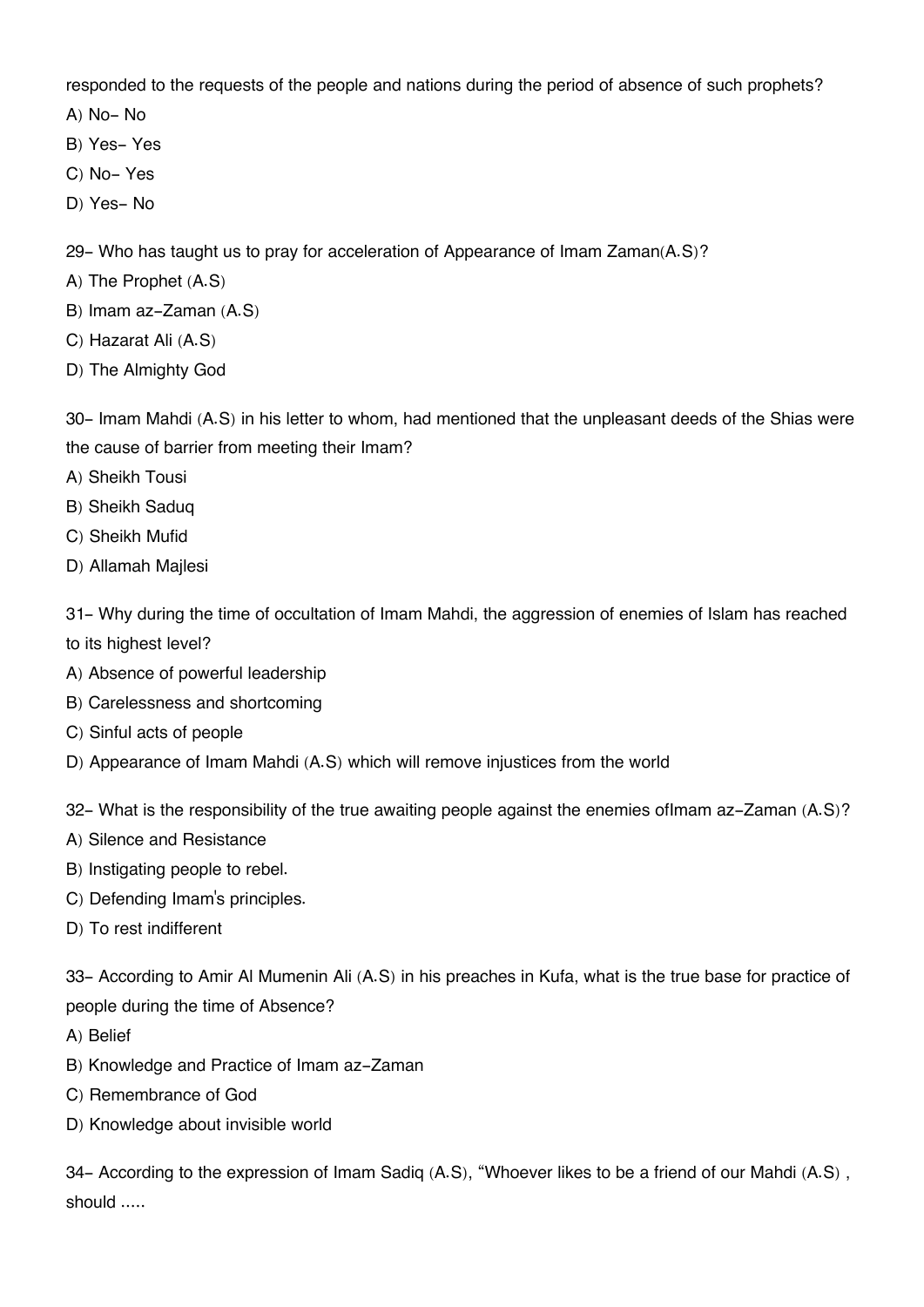responded to the requests of the people and nations during the period of absence of such prophets?

A) No- No

B) Yes- Yes

C) No- Yes

D) Yes- No

29- Who has taught us to pray for acceleration of Appearance of Imam Zaman(A.S)?

A) The Prophet (A.S)

B) Imam az-Zaman (A.S)

C) Hazarat Ali (A.S)

D) The Almighty God

30- Imam Mahdi (A.S) in his letter to whom, had mentioned that the unpleasant deeds of the Shias were the cause of barrier from meeting their Imam?

A) Sheikh Tousi

B) Sheikh Saduq

C) Sheikh Mufid

D) Allamah Majlesi

31- Why during the time of occultation of Imam Mahdi, the aggression of enemies of Islam has reached to its highest level?

A) Absence of powerful leadership

B) Carelessness and shortcoming

C) Sinful acts of people

D) Appearance of Imam Mahdi (A.S) which will remove injustices from the world

32- What is the responsibility of the true awaiting people against the enemies ofImam az-Zaman (A.S)?

A) Silence and Resistance

B) Instigating people to rebel.

C) Defending Imam's principles.

D) To rest indifferent

33- According to Amir Al Mumenin Ali (A.S) in his preaches in Kufa, what is the true base for practice of people during the time of Absence?

A) Belief

B) Knowledge and Practice of Imam az-Zaman

C) Remembrance of God

D) Knowledge about invisible world

34- According to the expression of Imam Sadiq (A.S), "Whoever likes to be a friend of our Mahdi (A.S) , should .....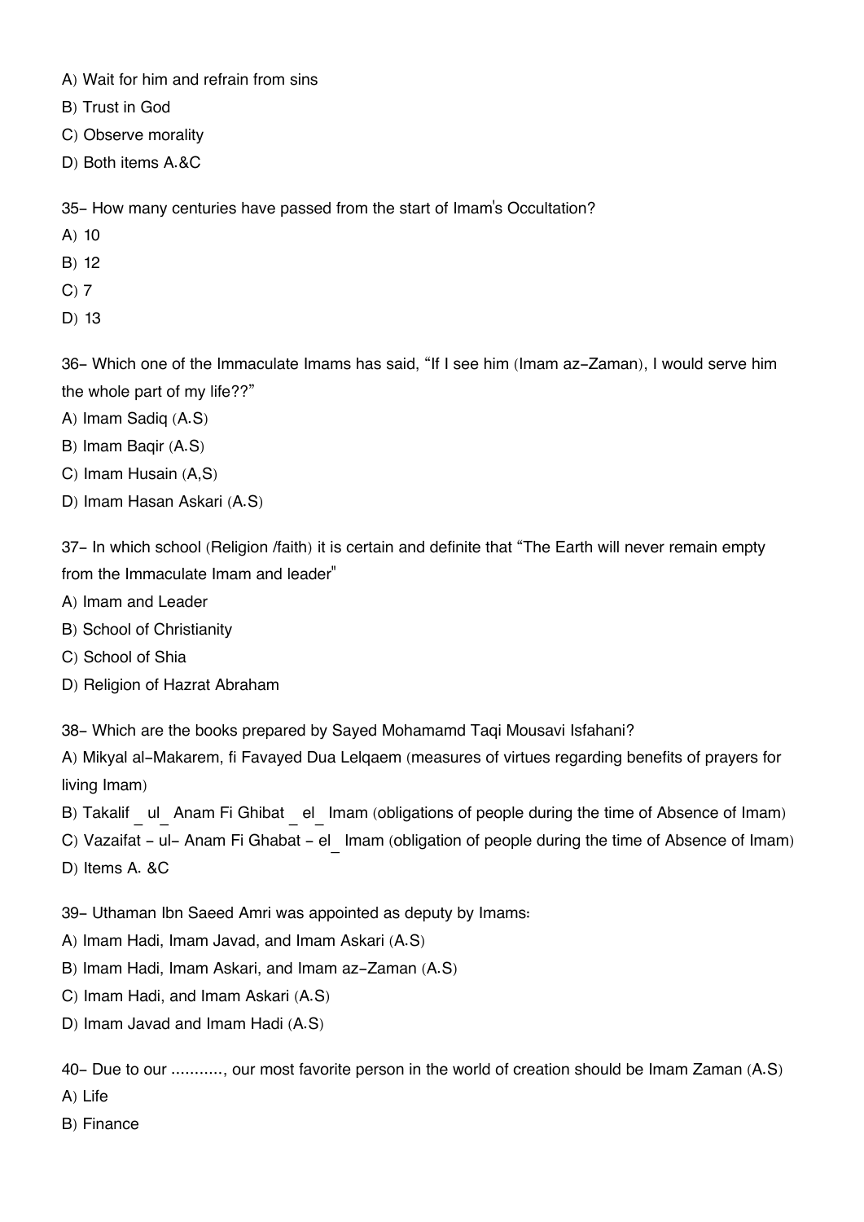A) Wait for him and refrain from sins

B) Trust in God

C) Observe morality

D) Both items A.&C

35- How many centuries have passed from the start of Imam's Occultation?

A) 10

B) 12

C) 7

D) 13

36- Which one of the Immaculate Imams has said, "If I see him (Imam az-Zaman), I would serve him the whole part of my life??"

A) Imam Sadiq (A.S)

B) Imam Baqir (A.S)

C) Imam Husain (A,S)

D) Imam Hasan Askari (A.S)

37- In which school (Religion /faith) it is certain and definite that "The Earth will never remain empty from the Immaculate Imam and leader"

A) Imam and Leader

B) School of Christianity

C) School of Shia

D) Religion of Hazrat Abraham

38- Which are the books prepared by Sayed Mohamamd Taqi Mousavi Isfahani?

A) Mikyal al-Makarem, fi Favayed Dua Lelqaem (measures of virtues regarding benefits of prayers for living Imam)

B) Takalif _ ul_ Anam Fi Ghibat _ el_ Imam (obligations of people during the time of Absence of Imam)

C) Vazaifat - ul- Anam Fi Ghabat - el_ Imam (obligation of people during the time of Absence of Imam)

D) Items A. &C

39- Uthaman Ibn Saeed Amri was appointed as deputy by Imams:

A) Imam Hadi, Imam Javad, and Imam Askari (A.S)

B) Imam Hadi, Imam Askari, and Imam az-Zaman (A.S)

C) Imam Hadi, and Imam Askari (A.S)

D) Imam Javad and Imam Hadi (A.S)

40- Due to our ..........., our most favorite person in the world of creation should be Imam Zaman (A.S)

A) Life

B) Finance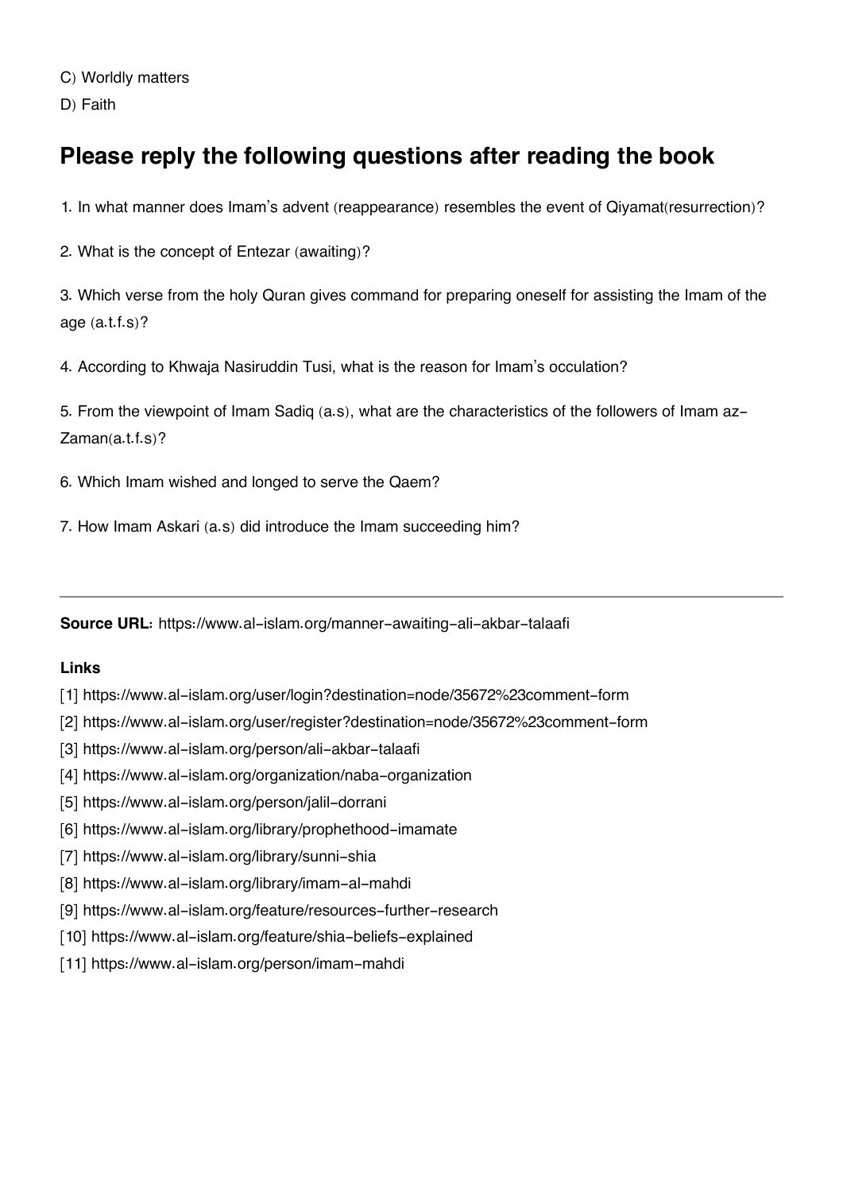C) Worldly matters

D) Faith

## Please reply the following questions after reading the book

1. In what manner does Imam's advent (reappearance) resembles the event of Qiyamat(resurrection)?

2. What is the concept of Entezar (awaiting)?

3. Which verse from the holy Quran gives command for preparing oneself for assisting the Imam of the age (a.t.f.s)?

4. According to Khwaja Nasiruddin Tusi, what is the reason for Imam's occulation?

5. From the viewpoint of Imam Sadiq (a.s), what are the characteristics of the followers of Imam az-Zaman(a.t.f.s)?

6. Which Imam wished and longed to serve the Qaem?

7. How Imam Askari (a.s) did introduce the Imam succeeding him?

---

**Source URL:** https://www.al-islam.org/manner-awaiting-ali-akbar-talaafi

**Links**

[1] https://www.al-islam.org/user/login?destination=node/35672%23comment-form

[2] https://www.al-islam.org/user/register?destination=node/35672%23comment-form

[3] https://www.al-islam.org/person/ali-akbar-talaafi

[4] https://www.al-islam.org/organization/naba-organization

[5] https://www.al-islam.org/person/jalil-dorrani

[6] https://www.al-islam.org/library/prophethood-imamate

[7] https://www.al-islam.org/library/sunni-shia

[8] https://www.al-islam.org/library/imam-al-mahdi

[9] https://www.al-islam.org/feature/resources-further-research

[10] https://www.al-islam.org/feature/shia-beliefs-explained

[11] https://www.al-islam.org/person/imam-mahdi